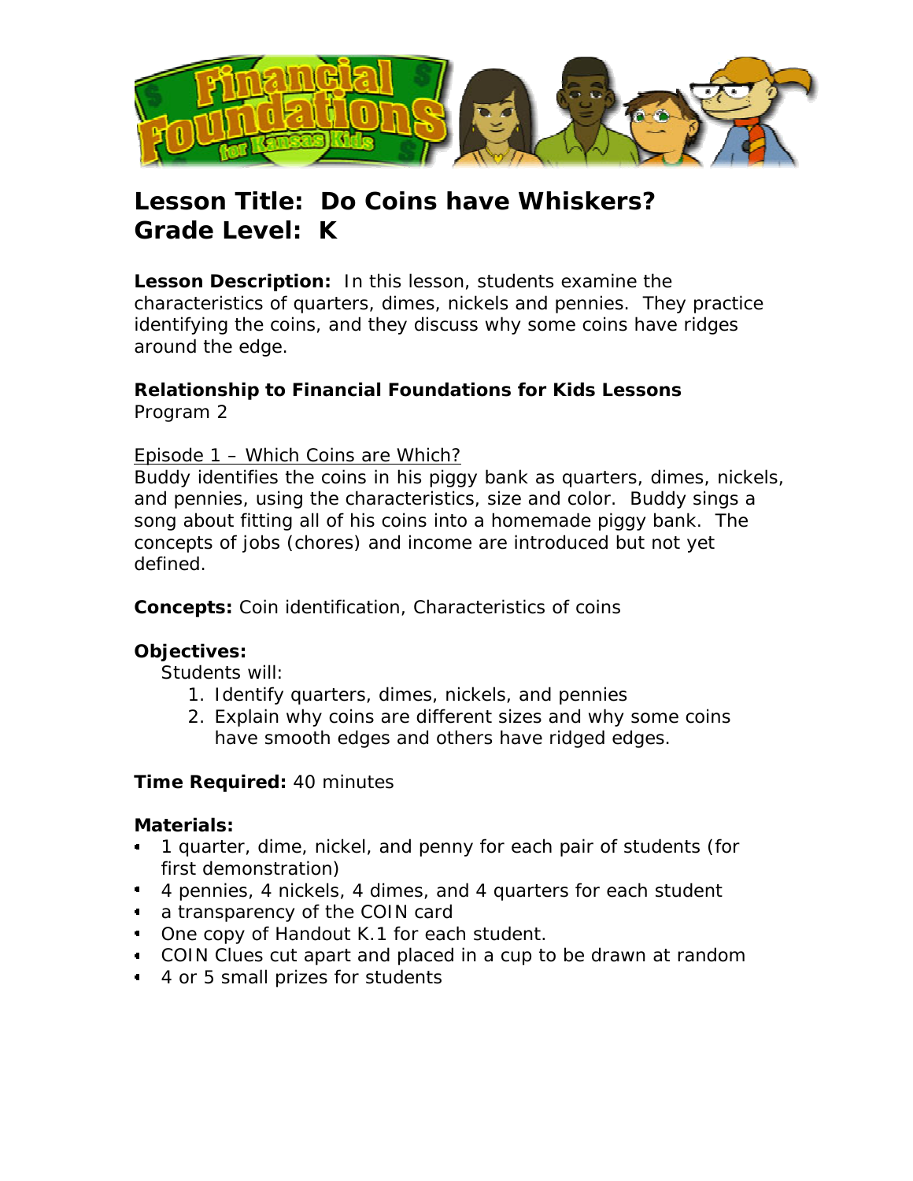# Lesson Title: Do Coins have Whiskers?
# Grade Level: K

**Lesson Description:** In this lesson, students examine the characteristics of quarters, dimes, nickels and pennies. They practice identifying the coins, and they discuss why some coins have ridges around the edge.

**Relationship to Financial Foundations for Kids Lessons**
Program 2

Episode 1 – Which Coins are Which?
Buddy identifies the coins in his piggy bank as quarters, dimes, nickels, and pennies, using the characteristics, size and color. Buddy sings a song about fitting all of his coins into a homemade piggy bank. The concepts of jobs (chores) and income are introduced but not yet defined.

**Concepts:** Coin identification, Characteristics of coins

**Objectives:**

Students will:

1. Identify quarters, dimes, nickels, and pennies
2. Explain why coins are different sizes and why some coins have smooth edges and others have ridged edges.

**Time Required:** 40 minutes

**Materials:**

- 1 quarter, dime, nickel, and penny for each pair of students (for first demonstration)
- 4 pennies, 4 nickels, 4 dimes, and 4 quarters for each student
- a transparency of the COIN card
- One copy of Handout K.1 for each student.
- COIN Clues cut apart and placed in a cup to be drawn at random
- 4 or 5 small prizes for students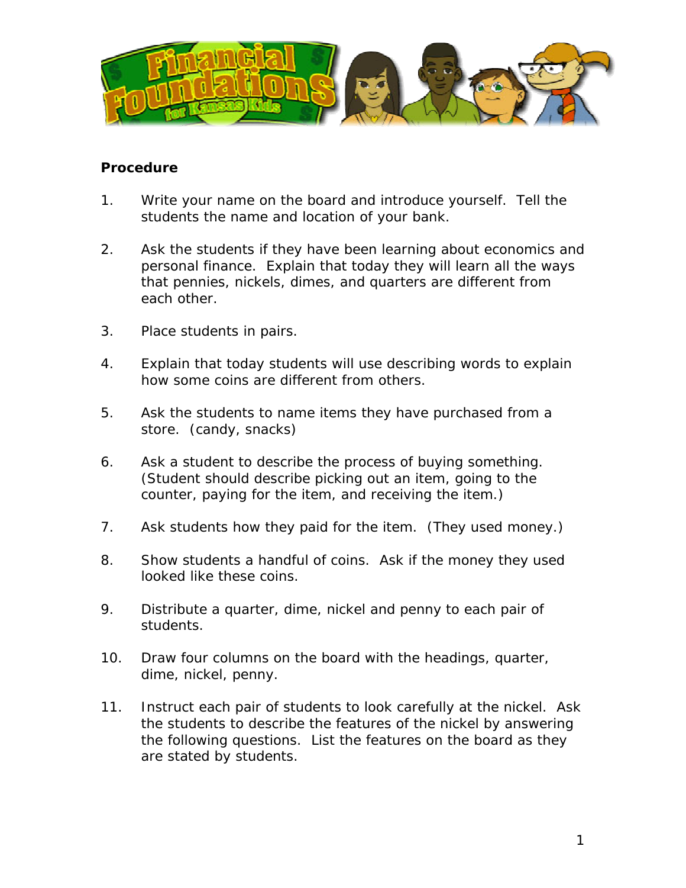**Procedure**

1. Write your name on the board and introduce yourself. Tell the students the name and location of your bank.

2. Ask the students if they have been learning about economics and personal finance. Explain that today they will learn all the ways that pennies, nickels, dimes, and quarters are different from each other.

3. Place students in pairs.

4. Explain that today students will use describing words to explain how some coins are different from others.

5. Ask the students to name items they have purchased from a store. (candy, snacks)

6. Ask a student to describe the process of buying something. (Student should describe picking out an item, going to the counter, paying for the item, and receiving the item.)

7. Ask students how they paid for the item. (They used money.)

8. Show students a handful of coins. Ask if the money they used looked like these coins.

9. Distribute a quarter, dime, nickel and penny to each pair of students.

10. Draw four columns on the board with the headings, quarter, dime, nickel, penny.

11. Instruct each pair of students to look carefully at the nickel. Ask the students to describe the features of the nickel by answering the following questions. List the features on the board as they are stated by students.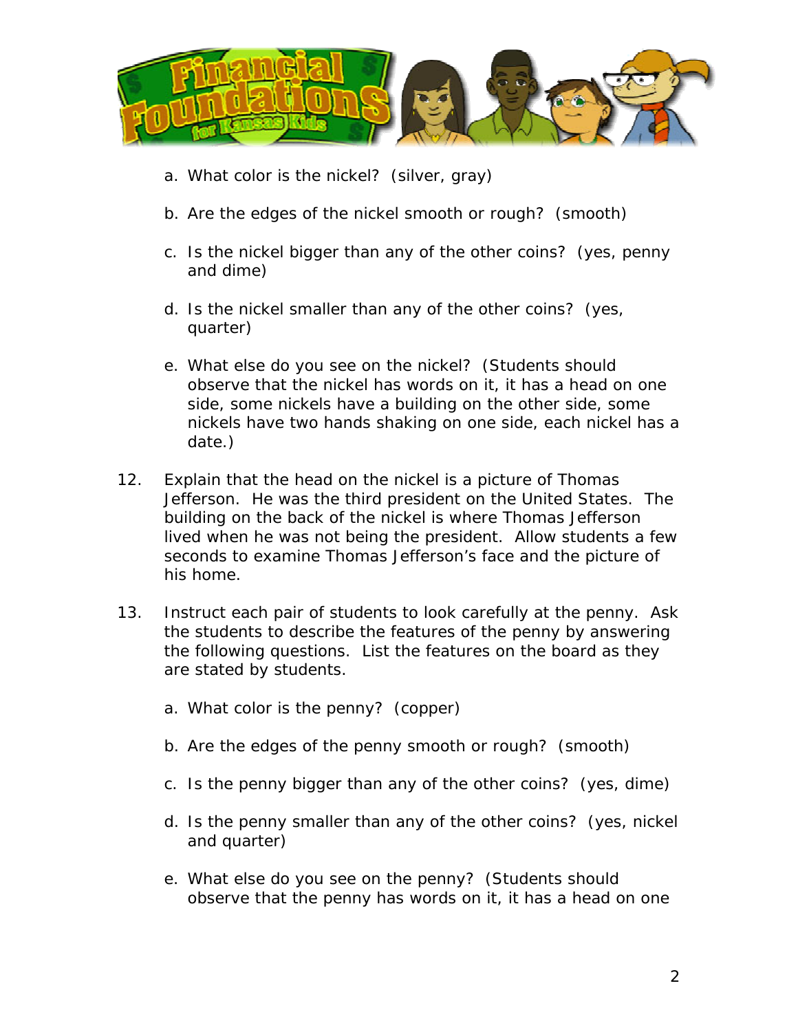a. What color is the nickel? (silver, gray)

b. Are the edges of the nickel smooth or rough? (smooth)

c. Is the nickel bigger than any of the other coins? (yes, penny and dime)

d. Is the nickel smaller than any of the other coins? (yes, quarter)

e. What else do you see on the nickel? (Students should observe that the nickel has words on it, it has a head on one side, some nickels have a building on the other side, some nickels have two hands shaking on one side, each nickel has a date.)

12. Explain that the head on the nickel is a picture of Thomas Jefferson. He was the third president on the United States. The building on the back of the nickel is where Thomas Jefferson lived when he was not being the president. Allow students a few seconds to examine Thomas Jefferson's face and the picture of his home.

13. Instruct each pair of students to look carefully at the penny. Ask the students to describe the features of the penny by answering the following questions. List the features on the board as they are stated by students.

    a. What color is the penny? (copper)

    b. Are the edges of the penny smooth or rough? (smooth)

    c. Is the penny bigger than any of the other coins? (yes, dime)

    d. Is the penny smaller than any of the other coins? (yes, nickel and quarter)

    e. What else do you see on the penny? (Students should observe that the penny has words on it, it has a head on one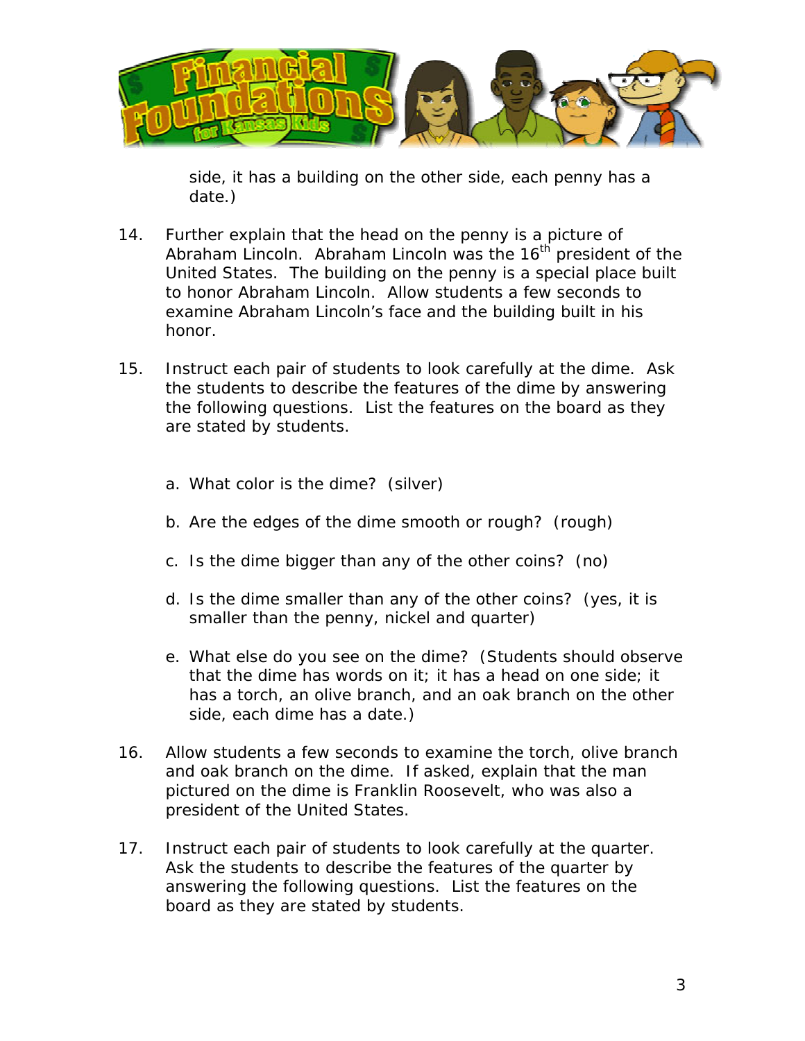side, it has a building on the other side, each penny has a date.)

14. Further explain that the head on the penny is a picture of Abraham Lincoln. Abraham Lincoln was the 16th president of the United States. The building on the penny is a special place built to honor Abraham Lincoln. Allow students a few seconds to examine Abraham Lincoln's face and the building built in his honor.

15. Instruct each pair of students to look carefully at the dime. Ask the students to describe the features of the dime by answering the following questions. List the features on the board as they are stated by students.

    a. What color is the dime? (silver)

    b. Are the edges of the dime smooth or rough? (rough)

    c. Is the dime bigger than any of the other coins? (no)

    d. Is the dime smaller than any of the other coins? (yes, it is smaller than the penny, nickel and quarter)

    e. What else do you see on the dime? (Students should observe that the dime has words on it; it has a head on one side; it has a torch, an olive branch, and an oak branch on the other side, each dime has a date.)

16. Allow students a few seconds to examine the torch, olive branch and oak branch on the dime. If asked, explain that the man pictured on the dime is Franklin Roosevelt, who was also a president of the United States.

17. Instruct each pair of students to look carefully at the quarter. Ask the students to describe the features of the quarter by answering the following questions. List the features on the board as they are stated by students.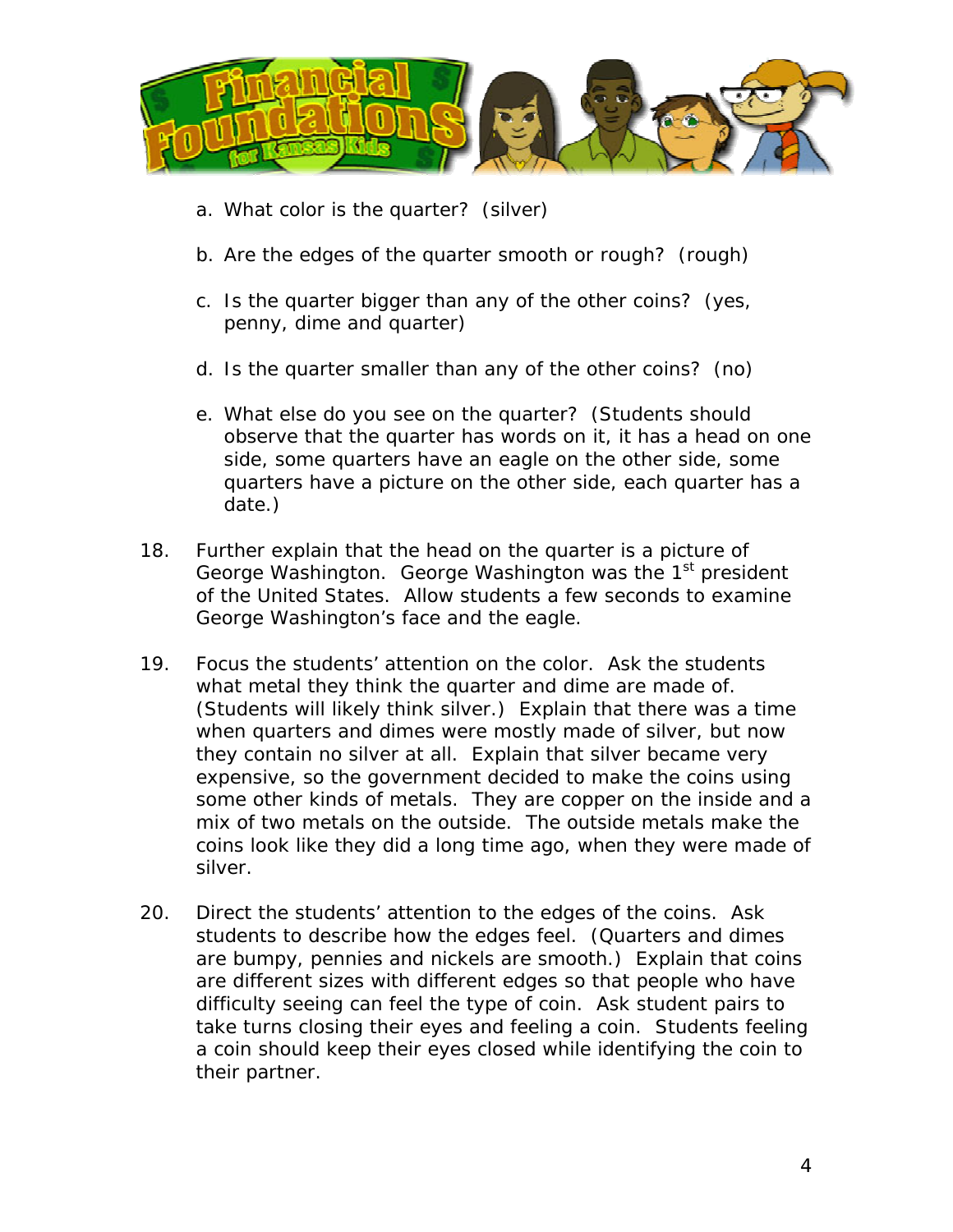a. What color is the quarter? (silver)

b. Are the edges of the quarter smooth or rough? (rough)

c. Is the quarter bigger than any of the other coins? (yes, penny, dime and quarter)

d. Is the quarter smaller than any of the other coins? (no)

e. What else do you see on the quarter? (Students should observe that the quarter has words on it, it has a head on one side, some quarters have an eagle on the other side, some quarters have a picture on the other side, each quarter has a date.)

18. Further explain that the head on the quarter is a picture of George Washington. George Washington was the 1st president of the United States. Allow students a few seconds to examine George Washington's face and the eagle.

19. Focus the students' attention on the color. Ask the students what metal they think the quarter and dime are made of. (Students will likely think silver.) Explain that there was a time when quarters and dimes were mostly made of silver, but now they contain no silver at all. Explain that silver became very expensive, so the government decided to make the coins using some other kinds of metals. They are copper on the inside and a mix of two metals on the outside. The outside metals make the coins look like they did a long time ago, when they were made of silver.

20. Direct the students' attention to the edges of the coins. Ask students to describe how the edges feel. (Quarters and dimes are bumpy, pennies and nickels are smooth.) Explain that coins are different sizes with different edges so that people who have difficulty seeing can feel the type of coin. Ask student pairs to take turns closing their eyes and feeling a coin. Students feeling a coin should keep their eyes closed while identifying the coin to their partner.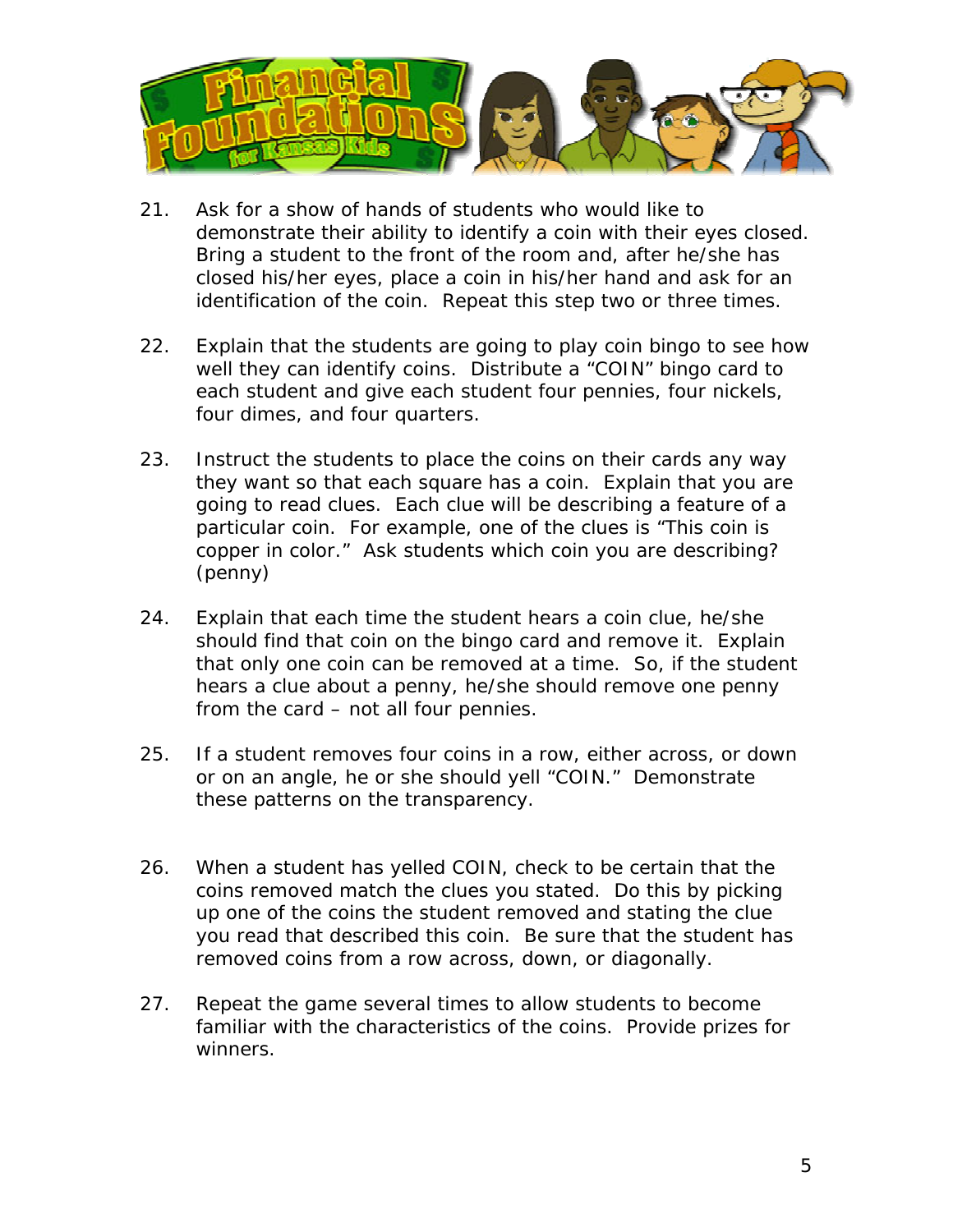21. Ask for a show of hands of students who would like to demonstrate their ability to identify a coin with their eyes closed. Bring a student to the front of the room and, after he/she has closed his/her eyes, place a coin in his/her hand and ask for an identification of the coin. Repeat this step two or three times.

22. Explain that the students are going to play coin bingo to see how well they can identify coins. Distribute a "COIN" bingo card to each student and give each student four pennies, four nickels, four dimes, and four quarters.

23. Instruct the students to place the coins on their cards any way they want so that each square has a coin. Explain that you are going to read clues. Each clue will be describing a feature of a particular coin. For example, one of the clues is "This coin is copper in color." Ask students which coin you are describing? (penny)

24. Explain that each time the student hears a coin clue, he/she should find that coin on the bingo card and remove it. Explain that only one coin can be removed at a time. So, if the student hears a clue about a penny, he/she should remove one penny from the card – not all four pennies.

25. If a student removes four coins in a row, either across, or down or on an angle, he or she should yell "COIN." Demonstrate these patterns on the transparency.

26. When a student has yelled COIN, check to be certain that the coins removed match the clues you stated. Do this by picking up one of the coins the student removed and stating the clue you read that described this coin. Be sure that the student has removed coins from a row across, down, or diagonally.

27. Repeat the game several times to allow students to become familiar with the characteristics of the coins. Provide prizes for winners.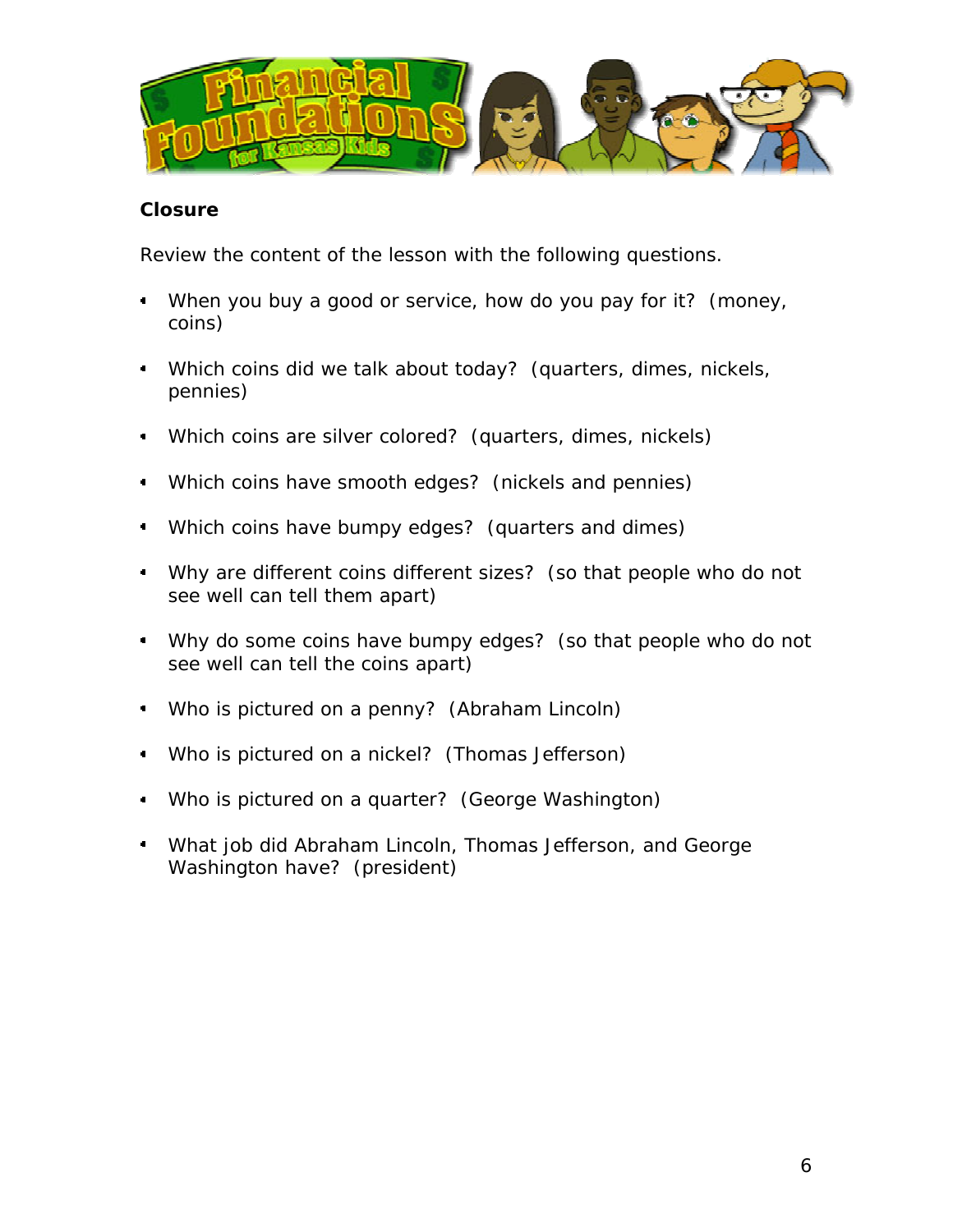**Closure**

Review the content of the lesson with the following questions.

- When you buy a good or service, how do you pay for it? (money, coins)
- Which coins did we talk about today? (quarters, dimes, nickels, pennies)
- Which coins are silver colored? (quarters, dimes, nickels)
- Which coins have smooth edges? (nickels and pennies)
- Which coins have bumpy edges? (quarters and dimes)
- Why are different coins different sizes? (so that people who do not see well can tell them apart)
- Why do some coins have bumpy edges? (so that people who do not see well can tell the coins apart)
- Who is pictured on a penny? (Abraham Lincoln)
- Who is pictured on a nickel? (Thomas Jefferson)
- Who is pictured on a quarter? (George Washington)
- What job did Abraham Lincoln, Thomas Jefferson, and George Washington have? (president)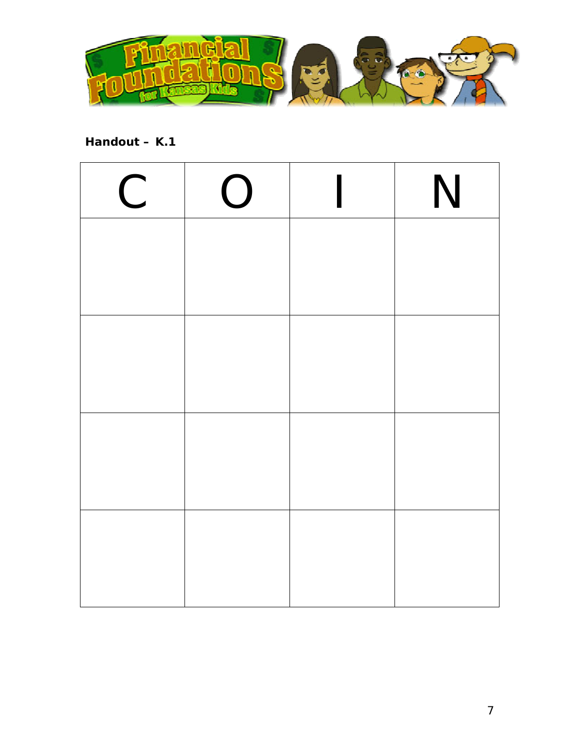**Handout – K.1**

| C | O | I | N |
| --- | --- | --- | --- |
| | | | |
| | | | |
| | | | |
| | | | |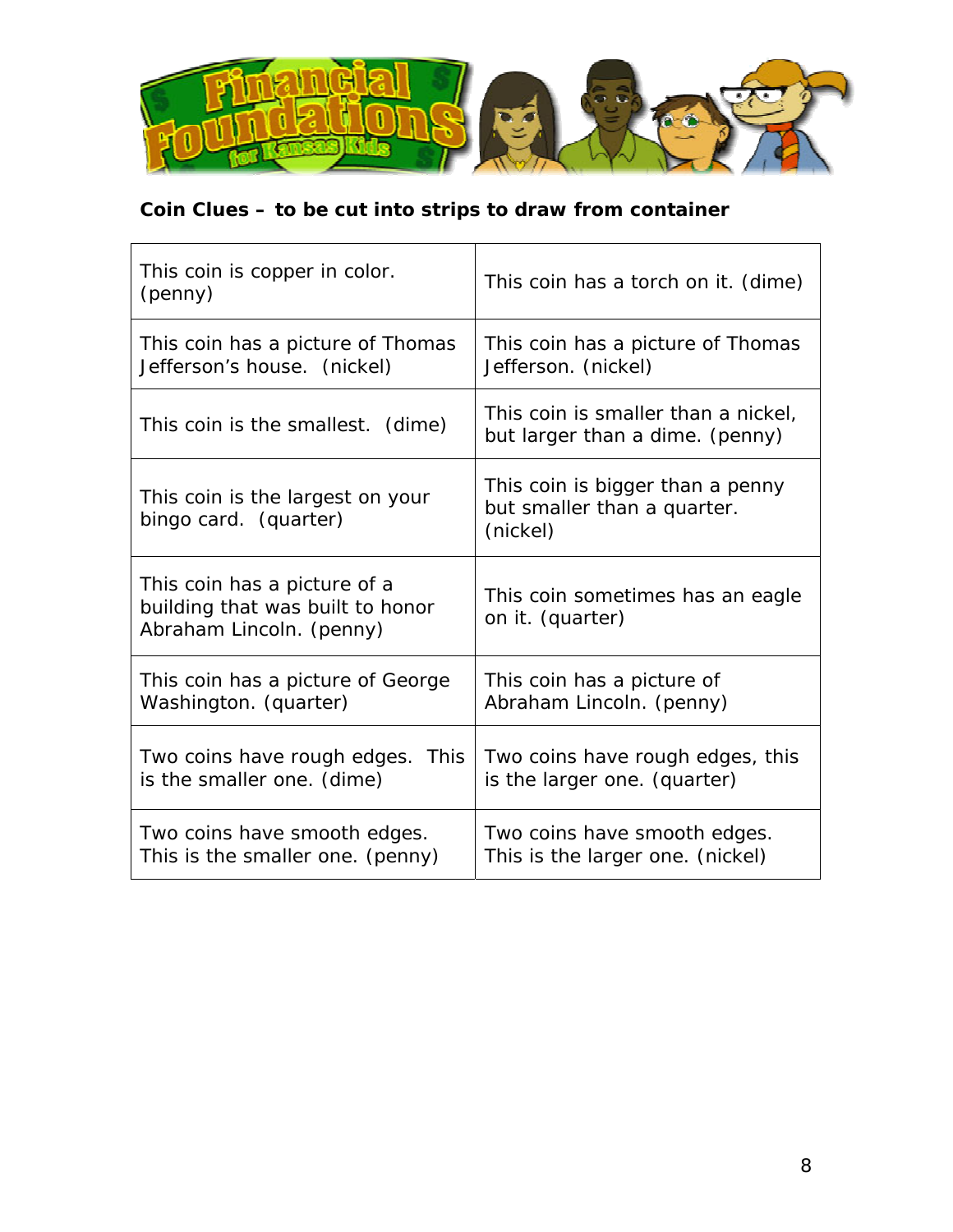**Coin Clues – to be cut into strips to draw from container**

| | |
|---|---|
| This coin is copper in color. (penny) | This coin has a torch on it. (dime) |
| This coin has a picture of Thomas Jefferson's house. (nickel) | This coin has a picture of Thomas Jefferson. (nickel) |
| This coin is the smallest. (dime) | This coin is smaller than a nickel, but larger than a dime. (penny) |
| This coin is the largest on your bingo card. (quarter) | This coin is bigger than a penny but smaller than a quarter. (nickel) |
| This coin has a picture of a building that was built to honor Abraham Lincoln. (penny) | This coin sometimes has an eagle on it. (quarter) |
| This coin has a picture of George Washington. (quarter) | This coin has a picture of Abraham Lincoln. (penny) |
| Two coins have rough edges. This is the smaller one. (dime) | Two coins have rough edges, this is the larger one. (quarter) |
| Two coins have smooth edges. This is the smaller one. (penny) | Two coins have smooth edges. This is the larger one. (nickel) |